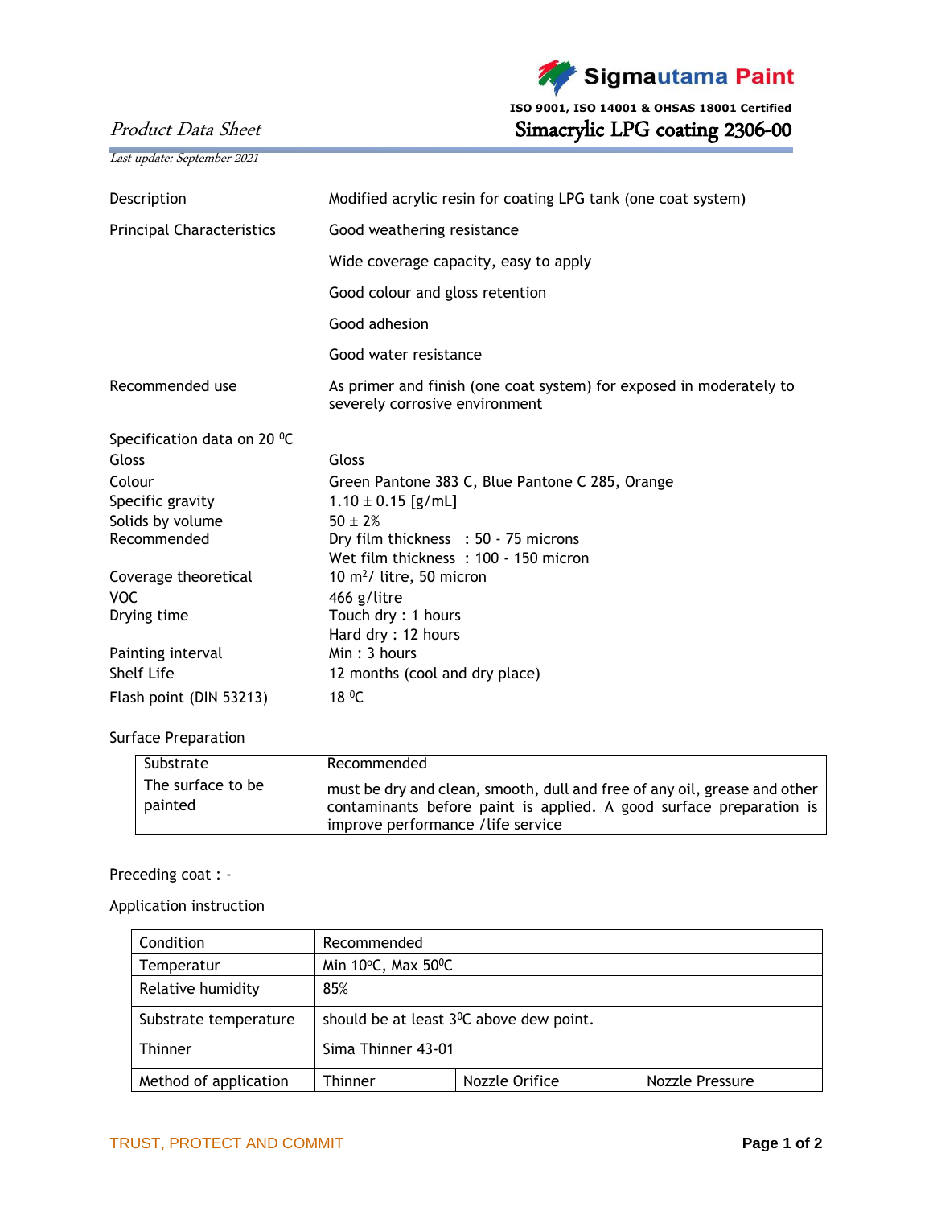Sigmautama Paint

ISO 9001, ISO 14001 & OHSAS 18001 Certified

*Product Data Sheet*

# Simacrylic LPG coating 2306-00

*Last update: September 2021*

| | |
|---|---|
| Description | Modified acrylic resin for coating LPG tank (one coat system) |
| Principal Characteristics | Good weathering resistance |
| | Wide coverage capacity, easy to apply |
| | Good colour and gloss retention |
| | Good adhesion |
| | Good water resistance |
| Recommended use | As primer and finish (one coat system) for exposed in moderately to severely corrosive environment |

| | |
|---|---|
| Specification data on 20 $^0$C | |
| Gloss | Gloss |
| Colour | Green Pantone 383 C, Blue Pantone C 285, Orange |
| Specific gravity | 1.10 ± 0.15 [g/mL] |
| Solids by volume | 50 ± 2% |
| Recommended | Dry film thickness : 50 - 75 microns<br>Wet film thickness : 100 - 150 micron |
| Coverage theoretical | 10 $m^2$/ litre, 50 micron |
| VOC | 466 g/litre |
| Drying time | Touch dry : 1 hours<br>Hard dry : 12 hours |
| Painting interval | Min : 3 hours |
| Shelf Life | 12 months (cool and dry place) |
| Flash point (DIN 53213) | 18 $^0$C |

Surface Preparation

| Substrate | Recommended |
|---|---|
| The surface to be painted | must be dry and clean, smooth, dull and free of any oil, grease and other contaminants before paint is applied. A good surface preparation is improve performance /life service |

Preceding coat : -

Application instruction

| Condition | Recommended | | |
|---|---|---|---|
| Temperatur | Min 10°C, Max 50°C | | |
| Relative humidity | 85% | | |
| Substrate temperature | should be at least 3$^0$C above dew point. | | |
| Thinner | Sima Thinner 43-01 | | |
| Method of application | Thinner | Nozzle Orifice | Nozzle Pressure |

TRUST, PROTECT AND COMMIT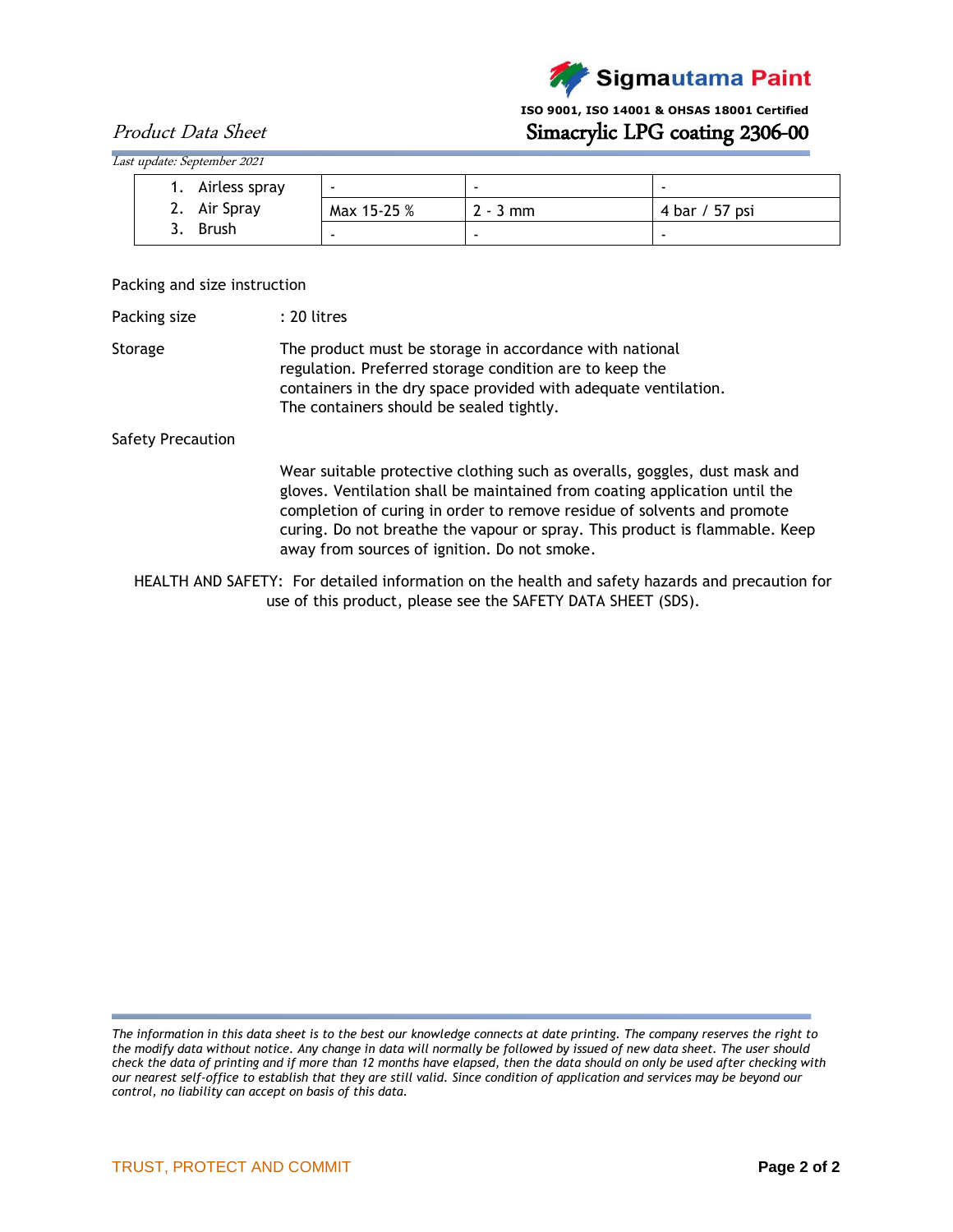| | | | |
|---|---|---|---|
| 1. Airless spray | - | - | - |
| 2. Air Spray | Max 15-25 % | 2 - 3 mm | 4 bar / 57 psi |
| 3. Brush | - | - | - |

Packing and size instruction

Packing size : 20 litres

Storage

The product must be storage in accordance with national regulation. Preferred storage condition are to keep the containers in the dry space provided with adequate ventilation. The containers should be sealed tightly.

Safety Precaution

Wear suitable protective clothing such as overalls, goggles, dust mask and gloves. Ventilation shall be maintained from coating application until the completion of curing in order to remove residue of solvents and promote curing. Do not breathe the vapour or spray. This product is flammable. Keep away from sources of ignition. Do not smoke.

HEALTH AND SAFETY: For detailed information on the health and safety hazards and precaution for use of this product, please see the SAFETY DATA SHEET (SDS).

*The information in this data sheet is to the best our knowledge connects at date printing. The company reserves the right to the modify data without notice. Any change in data will normally be followed by issued of new data sheet. The user should check the data of printing and if more than 12 months have elapsed, then the data should on only be used after checking with our nearest self-office to establish that they are still valid. Since condition of application and services may be beyond our control, no liability can accept on basis of this data.*

TRUST, PROTECT AND COMMIT